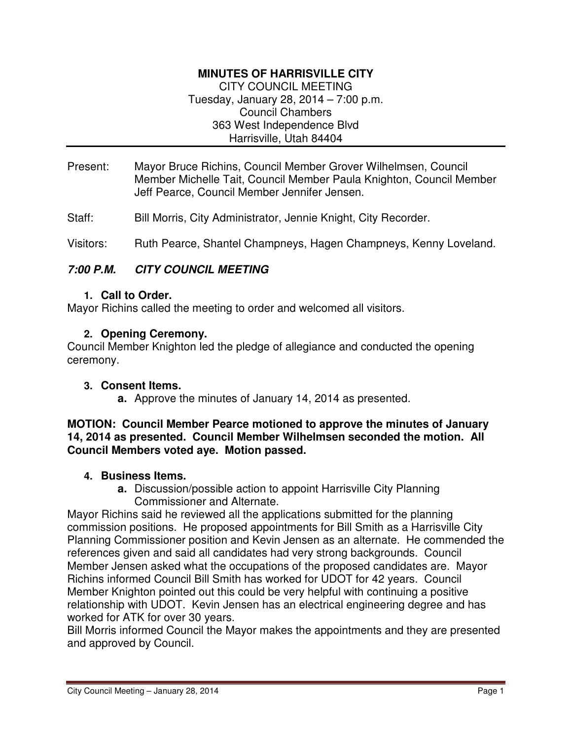# MINUTES OF HARRISVILLE CITY

CITY COUNCIL MEETING
Tuesday, January 28, 2014 – 7:00 p.m.
Council Chambers
363 West Independence Blvd
Harrisville, Utah 84404

---

Present: Mayor Bruce Richins, Council Member Grover Wilhelmsen, Council Member Michelle Tait, Council Member Paula Knighton, Council Member Jeff Pearce, Council Member Jennifer Jensen.

Staff: Bill Morris, City Administrator, Jennie Knight, City Recorder.

Visitors: Ruth Pearce, Shantel Champneys, Hagen Champneys, Kenny Loveland.

## *7:00 P.M. CITY COUNCIL MEETING*

### 1. Call to Order.

Mayor Richins called the meeting to order and welcomed all visitors.

### 2. Opening Ceremony.

Council Member Knighton led the pledge of allegiance and conducted the opening ceremony.

### 3. Consent Items.

**a.** Approve the minutes of January 14, 2014 as presented.

**MOTION: Council Member Pearce motioned to approve the minutes of January 14, 2014 as presented. Council Member Wilhelmsen seconded the motion. All Council Members voted aye. Motion passed.**

### 4. Business Items.

**a.** Discussion/possible action to appoint Harrisville City Planning Commissioner and Alternate.

Mayor Richins said he reviewed all the applications submitted for the planning commission positions. He proposed appointments for Bill Smith as a Harrisville City Planning Commissioner position and Kevin Jensen as an alternate. He commended the references given and said all candidates had very strong backgrounds. Council Member Jensen asked what the occupations of the proposed candidates are. Mayor Richins informed Council Bill Smith has worked for UDOT for 42 years. Council Member Knighton pointed out this could be very helpful with continuing a positive relationship with UDOT. Kevin Jensen has an electrical engineering degree and has worked for ATK for over 30 years.

Bill Morris informed Council the Mayor makes the appointments and they are presented and approved by Council.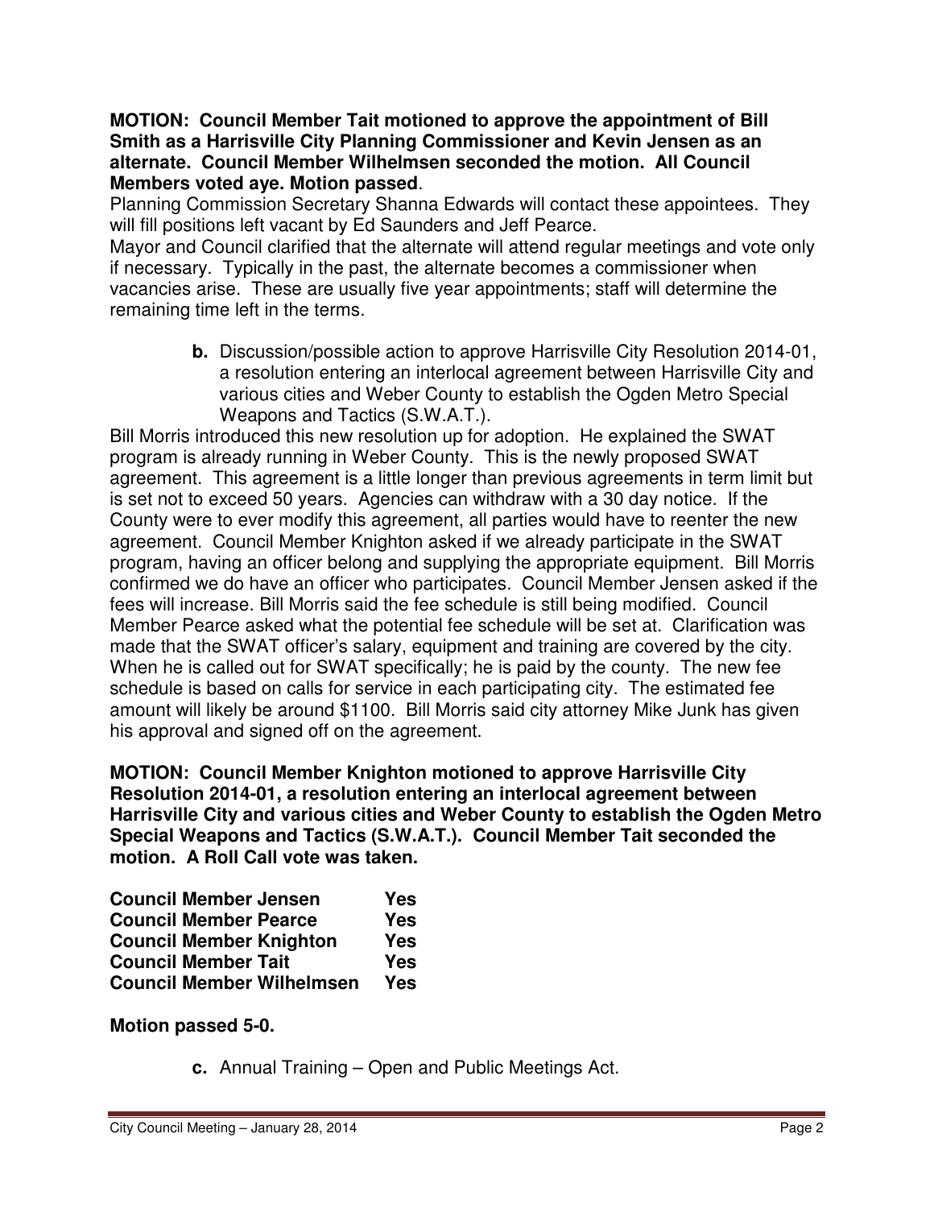**MOTION: Council Member Tait motioned to approve the appointment of Bill Smith as a Harrisville City Planning Commissioner and Kevin Jensen as an alternate. Council Member Wilhelmsen seconded the motion. All Council Members voted aye. Motion passed**.

Planning Commission Secretary Shanna Edwards will contact these appointees. They will fill positions left vacant by Ed Saunders and Jeff Pearce.

Mayor and Council clarified that the alternate will attend regular meetings and vote only if necessary. Typically in the past, the alternate becomes a commissioner when vacancies arise. These are usually five year appointments; staff will determine the remaining time left in the terms.

**b.** Discussion/possible action to approve Harrisville City Resolution 2014-01, a resolution entering an interlocal agreement between Harrisville City and various cities and Weber County to establish the Ogden Metro Special Weapons and Tactics (S.W.A.T.).

Bill Morris introduced this new resolution up for adoption. He explained the SWAT program is already running in Weber County. This is the newly proposed SWAT agreement. This agreement is a little longer than previous agreements in term limit but is set not to exceed 50 years. Agencies can withdraw with a 30 day notice. If the County were to ever modify this agreement, all parties would have to reenter the new agreement. Council Member Knighton asked if we already participate in the SWAT program, having an officer belong and supplying the appropriate equipment. Bill Morris confirmed we do have an officer who participates. Council Member Jensen asked if the fees will increase. Bill Morris said the fee schedule is still being modified. Council Member Pearce asked what the potential fee schedule will be set at. Clarification was made that the SWAT officer's salary, equipment and training are covered by the city. When he is called out for SWAT specifically; he is paid by the county. The new fee schedule is based on calls for service in each participating city. The estimated fee amount will likely be around $1100. Bill Morris said city attorney Mike Junk has given his approval and signed off on the agreement.

**MOTION: Council Member Knighton motioned to approve Harrisville City Resolution 2014-01, a resolution entering an interlocal agreement between Harrisville City and various cities and Weber County to establish the Ogden Metro Special Weapons and Tactics (S.W.A.T.). Council Member Tait seconded the motion. A Roll Call vote was taken.**

| | |
|---|---|
| **Council Member Jensen** | **Yes** |
| **Council Member Pearce** | **Yes** |
| **Council Member Knighton** | **Yes** |
| **Council Member Tait** | **Yes** |
| **Council Member Wilhelmsen** | **Yes** |

**Motion passed 5-0.**

**c.** Annual Training – Open and Public Meetings Act.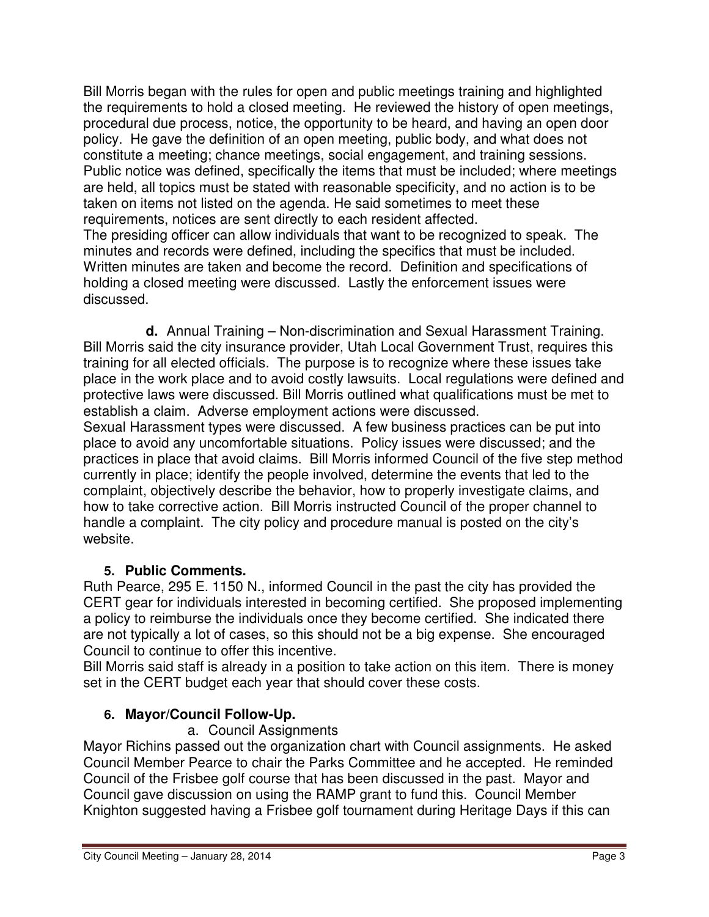Bill Morris began with the rules for open and public meetings training and highlighted the requirements to hold a closed meeting. He reviewed the history of open meetings, procedural due process, notice, the opportunity to be heard, and having an open door policy. He gave the definition of an open meeting, public body, and what does not constitute a meeting; chance meetings, social engagement, and training sessions. Public notice was defined, specifically the items that must be included; where meetings are held, all topics must be stated with reasonable specificity, and no action is to be taken on items not listed on the agenda. He said sometimes to meet these requirements, notices are sent directly to each resident affected.
The presiding officer can allow individuals that want to be recognized to speak. The minutes and records were defined, including the specifics that must be included. Written minutes are taken and become the record. Definition and specifications of holding a closed meeting were discussed. Lastly the enforcement issues were discussed.

**d.** Annual Training – Non-discrimination and Sexual Harassment Training. Bill Morris said the city insurance provider, Utah Local Government Trust, requires this training for all elected officials. The purpose is to recognize where these issues take place in the work place and to avoid costly lawsuits. Local regulations were defined and protective laws were discussed. Bill Morris outlined what qualifications must be met to establish a claim. Adverse employment actions were discussed.
Sexual Harassment types were discussed. A few business practices can be put into place to avoid any uncomfortable situations. Policy issues were discussed; and the practices in place that avoid claims. Bill Morris informed Council of the five step method currently in place; identify the people involved, determine the events that led to the complaint, objectively describe the behavior, how to properly investigate claims, and how to take corrective action. Bill Morris instructed Council of the proper channel to handle a complaint. The city policy and procedure manual is posted on the city's website.

### 5. Public Comments.

Ruth Pearce, 295 E. 1150 N., informed Council in the past the city has provided the CERT gear for individuals interested in becoming certified. She proposed implementing a policy to reimburse the individuals once they become certified. She indicated there are not typically a lot of cases, so this should not be a big expense. She encouraged Council to continue to offer this incentive.
Bill Morris said staff is already in a position to take action on this item. There is money set in the CERT budget each year that should cover these costs.

### 6. Mayor/Council Follow-Up.

a. Council Assignments

Mayor Richins passed out the organization chart with Council assignments. He asked Council Member Pearce to chair the Parks Committee and he accepted. He reminded Council of the Frisbee golf course that has been discussed in the past. Mayor and Council gave discussion on using the RAMP grant to fund this. Council Member Knighton suggested having a Frisbee golf tournament during Heritage Days if this can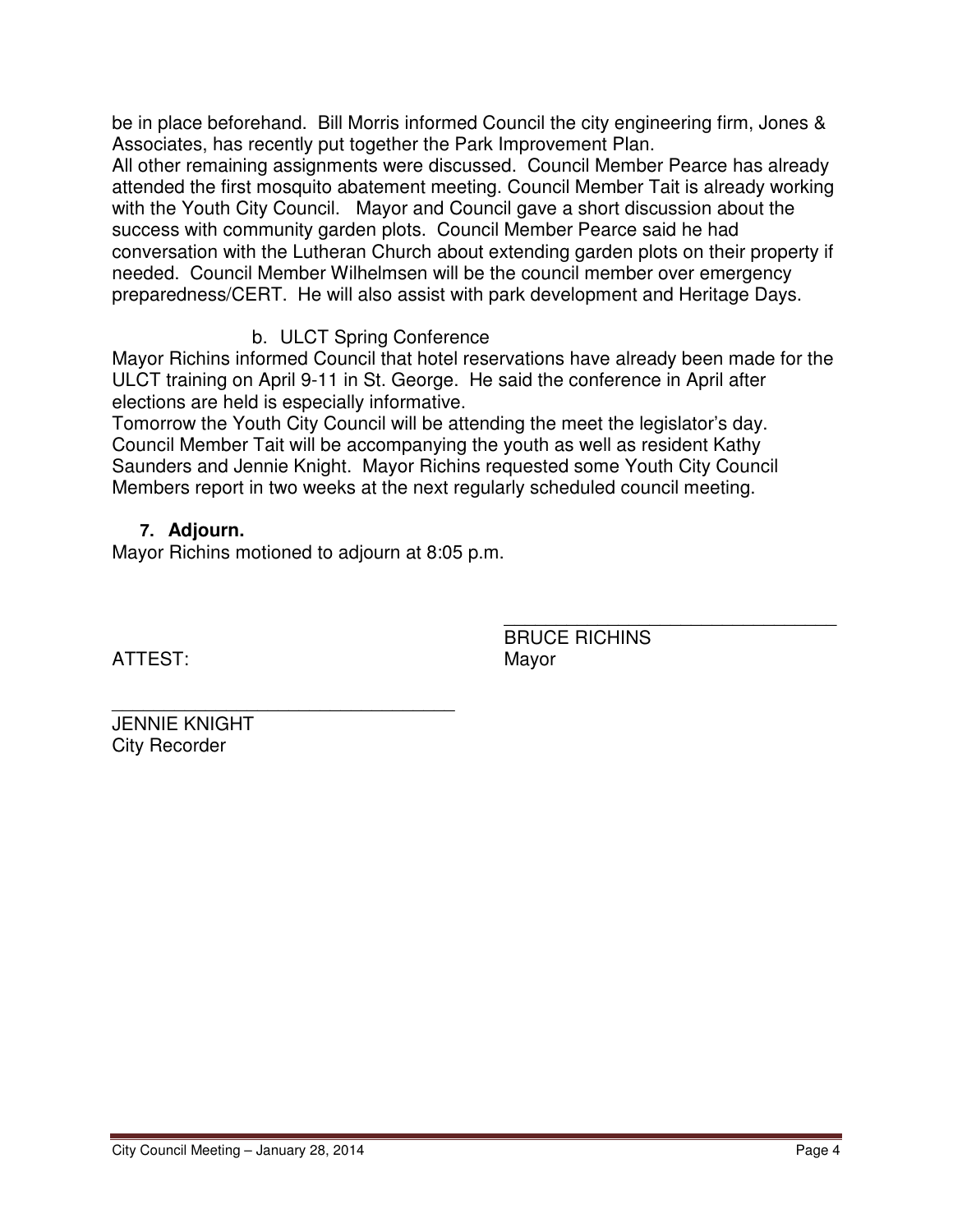be in place beforehand. Bill Morris informed Council the city engineering firm, Jones & Associates, has recently put together the Park Improvement Plan.

All other remaining assignments were discussed. Council Member Pearce has already attended the first mosquito abatement meeting. Council Member Tait is already working with the Youth City Council. Mayor and Council gave a short discussion about the success with community garden plots. Council Member Pearce said he had conversation with the Lutheran Church about extending garden plots on their property if needed. Council Member Wilhelmsen will be the council member over emergency preparedness/CERT. He will also assist with park development and Heritage Days.

b. ULCT Spring Conference

Mayor Richins informed Council that hotel reservations have already been made for the ULCT training on April 9-11 in St. George. He said the conference in April after elections are held is especially informative.

Tomorrow the Youth City Council will be attending the meet the legislator's day. Council Member Tait will be accompanying the youth as well as resident Kathy Saunders and Jennie Knight. Mayor Richins requested some Youth City Council Members report in two weeks at the next regularly scheduled council meeting.

**7. Adjourn.**

Mayor Richins motioned to adjourn at 8:05 p.m.

\_\_\_\_\_\_\_\_\_\_\_\_\_\_\_\_\_\_\_\_\_\_\_\_\_\_\_\_\_\_\_\_\_\_
BRUCE RICHINS
Mayor

ATTEST:

\_\_\_\_\_\_\_\_\_\_\_\_\_\_\_\_\_\_\_\_\_\_\_\_\_\_\_\_\_\_\_\_\_\_
JENNIE KNIGHT
City Recorder